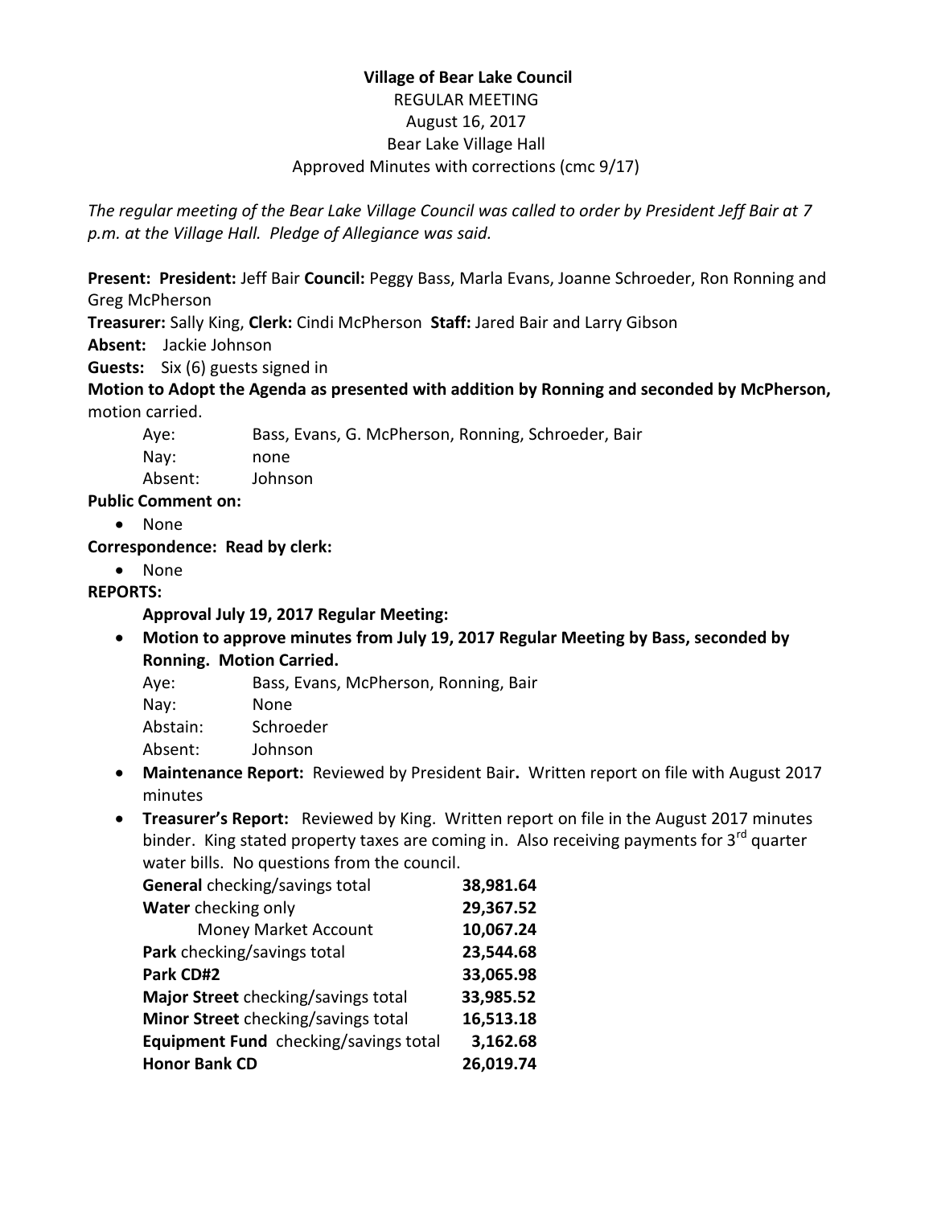**Village of Bear Lake Council**

REGULAR MEETING

August 16, 2017

Bear Lake Village Hall

Approved Minutes with corrections (cmc 9/17)

*The regular meeting of the Bear Lake Village Council was called to order by President Jeff Bair at 7 p.m. at the Village Hall. Pledge of Allegiance was said.*

**Present: President:** Jeff Bair **Council:** Peggy Bass, Marla Evans, Joanne Schroeder, Ron Ronning and Greg McPherson

**Treasurer:** Sally King, **Clerk:** Cindi McPherson **Staff:** Jared Bair and Larry Gibson

**Absent:** Jackie Johnson

**Guests:** Six (6) guests signed in

**Motion to Adopt the Agenda as presented with addition by Ronning and seconded by McPherson,** motion carried.

Aye: Bass, Evans, G. McPherson, Ronning, Schroeder, Bair
Nay: none
Absent: Johnson

**Public Comment on:**

- None

**Correspondence: Read by clerk:**

- None

**REPORTS:**

**Approval July 19, 2017 Regular Meeting:**

- **Motion to approve minutes from July 19, 2017 Regular Meeting by Bass, seconded by Ronning. Motion Carried.**

  Aye: Bass, Evans, McPherson, Ronning, Bair
  Nay: None
  Abstain: Schroeder
  Absent: Johnson

- **Maintenance Report:** Reviewed by President Bair**.** Written report on file with August 2017 minutes
- **Treasurer's Report:** Reviewed by King. Written report on file in the August 2017 minutes binder. King stated property taxes are coming in. Also receiving payments for 3rd quarter water bills. No questions from the council.

| | |
|---|---|
| **General** checking/savings total | **38,981.64** |
| **Water** checking only | **29,367.52** |
| Money Market Account | **10,067.24** |
| **Park** checking/savings total | **23,544.68** |
| **Park CD#2** | **33,065.98** |
| **Major Street** checking/savings total | **33,985.52** |
| **Minor Street** checking/savings total | **16,513.18** |
| **Equipment Fund** checking/savings total | **3,162.68** |
| **Honor Bank CD** | **26,019.74** |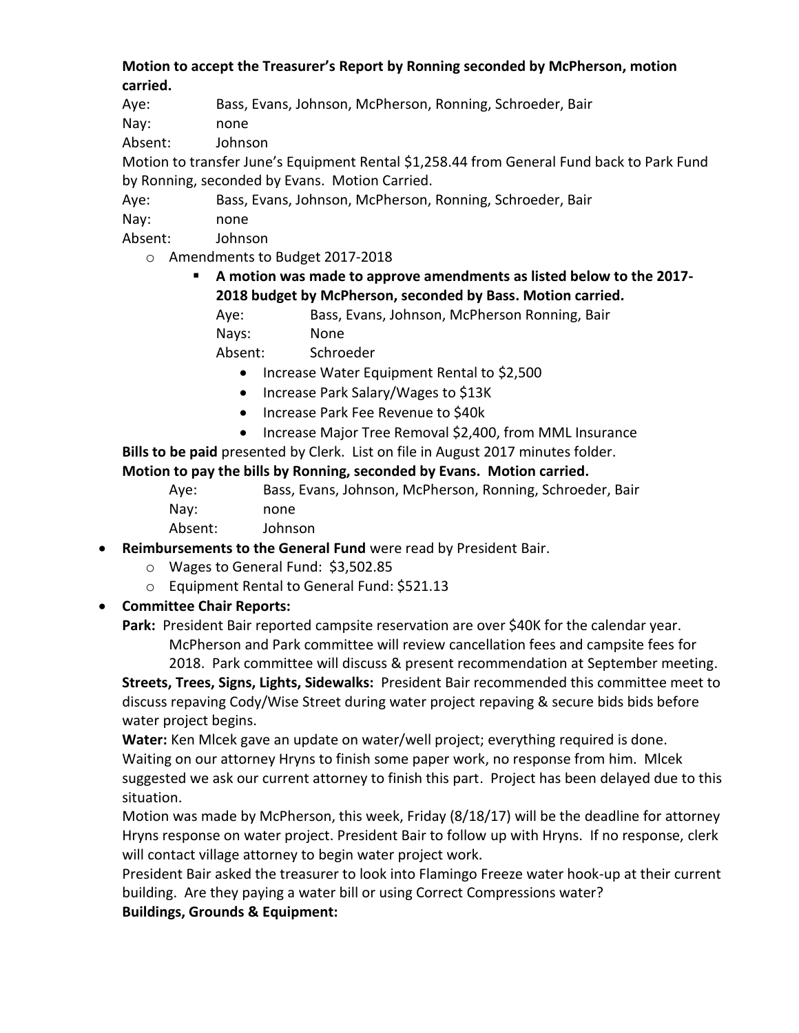**Motion to accept the Treasurer's Report by Ronning seconded by McPherson, motion carried.**

Aye: Bass, Evans, Johnson, McPherson, Ronning, Schroeder, Bair
Nay: none
Absent: Johnson

Motion to transfer June's Equipment Rental $1,258.44 from General Fund back to Park Fund by Ronning, seconded by Evans. Motion Carried.

Aye: Bass, Evans, Johnson, McPherson, Ronning, Schroeder, Bair
Nay: none
Absent: Johnson

- Amendments to Budget 2017-2018
  - **A motion was made to approve amendments as listed below to the 2017-2018 budget by McPherson, seconded by Bass. Motion carried.**

    Aye: Bass, Evans, Johnson, McPherson Ronning, Bair
    Nays: None
    Absent: Schroeder

    - Increase Water Equipment Rental to $2,500
    - Increase Park Salary/Wages to $13K
    - Increase Park Fee Revenue to $40k
    - Increase Major Tree Removal $2,400, from MML Insurance

**Bills to be paid** presented by Clerk. List on file in August 2017 minutes folder.

**Motion to pay the bills by Ronning, seconded by Evans. Motion carried.**

Aye: Bass, Evans, Johnson, McPherson, Ronning, Schroeder, Bair
Nay: none
Absent: Johnson

- **Reimbursements to the General Fund** were read by President Bair.
  - Wages to General Fund: $3,502.85
  - Equipment Rental to General Fund: $521.13
- **Committee Chair Reports:**

**Park:** President Bair reported campsite reservation are over $40K for the calendar year. McPherson and Park committee will review cancellation fees and campsite fees for 2018. Park committee will discuss & present recommendation at September meeting.

**Streets, Trees, Signs, Lights, Sidewalks:** President Bair recommended this committee meet to discuss repaving Cody/Wise Street during water project repaving & secure bids bids before water project begins.

**Water:** Ken Mlcek gave an update on water/well project; everything required is done. Waiting on our attorney Hryns to finish some paper work, no response from him. Mlcek suggested we ask our current attorney to finish this part. Project has been delayed due to this situation.

Motion was made by McPherson, this week, Friday (8/18/17) will be the deadline for attorney Hryns response on water project. President Bair to follow up with Hryns. If no response, clerk will contact village attorney to begin water project work.

President Bair asked the treasurer to look into Flamingo Freeze water hook-up at their current building. Are they paying a water bill or using Correct Compressions water?

**Buildings, Grounds & Equipment:**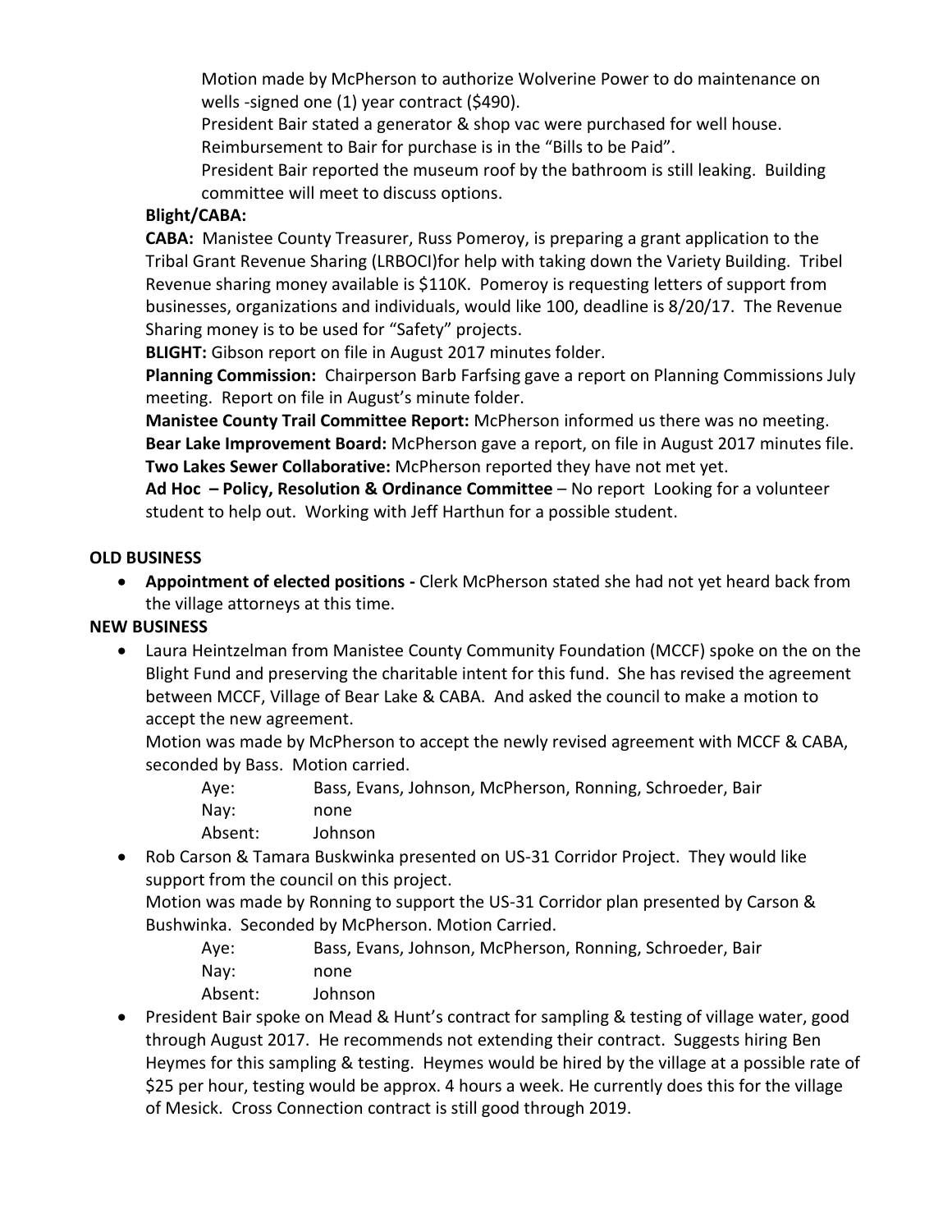Motion made by McPherson to authorize Wolverine Power to do maintenance on wells -signed one (1) year contract ($490).

President Bair stated a generator & shop vac were purchased for well house. Reimbursement to Bair for purchase is in the "Bills to be Paid".

President Bair reported the museum roof by the bathroom is still leaking. Building committee will meet to discuss options.

**Blight/CABA:**

**CABA:** Manistee County Treasurer, Russ Pomeroy, is preparing a grant application to the Tribal Grant Revenue Sharing (LRBOCI)for help with taking down the Variety Building. Tribel Revenue sharing money available is $110K. Pomeroy is requesting letters of support from businesses, organizations and individuals, would like 100, deadline is 8/20/17. The Revenue Sharing money is to be used for "Safety" projects.

**BLIGHT:** Gibson report on file in August 2017 minutes folder.

**Planning Commission:** Chairperson Barb Farfsing gave a report on Planning Commissions July meeting. Report on file in August's minute folder.

**Manistee County Trail Committee Report:** McPherson informed us there was no meeting.

**Bear Lake Improvement Board:** McPherson gave a report, on file in August 2017 minutes file.

**Two Lakes Sewer Collaborative:** McPherson reported they have not met yet.

**Ad Hoc – Policy, Resolution & Ordinance Committee** – No report Looking for a volunteer student to help out. Working with Jeff Harthun for a possible student.

**OLD BUSINESS**

- **Appointment of elected positions -** Clerk McPherson stated she had not yet heard back from the village attorneys at this time.

**NEW BUSINESS**

- Laura Heintzelman from Manistee County Community Foundation (MCCF) spoke on the on the Blight Fund and preserving the charitable intent for this fund. She has revised the agreement between MCCF, Village of Bear Lake & CABA. And asked the council to make a motion to accept the new agreement.

  Motion was made by McPherson to accept the newly revised agreement with MCCF & CABA, seconded by Bass. Motion carried.

  Aye: Bass, Evans, Johnson, McPherson, Ronning, Schroeder, Bair
  Nay: none
  Absent: Johnson

- Rob Carson & Tamara Buskwinka presented on US-31 Corridor Project. They would like support from the council on this project.

  Motion was made by Ronning to support the US-31 Corridor plan presented by Carson & Bushwinka. Seconded by McPherson. Motion Carried.

  Aye: Bass, Evans, Johnson, McPherson, Ronning, Schroeder, Bair
  Nay: none
  Absent: Johnson

- President Bair spoke on Mead & Hunt's contract for sampling & testing of village water, good through August 2017. He recommends not extending their contract. Suggests hiring Ben Heymes for this sampling & testing. Heymes would be hired by the village at a possible rate of $25 per hour, testing would be approx. 4 hours a week. He currently does this for the village of Mesick. Cross Connection contract is still good through 2019.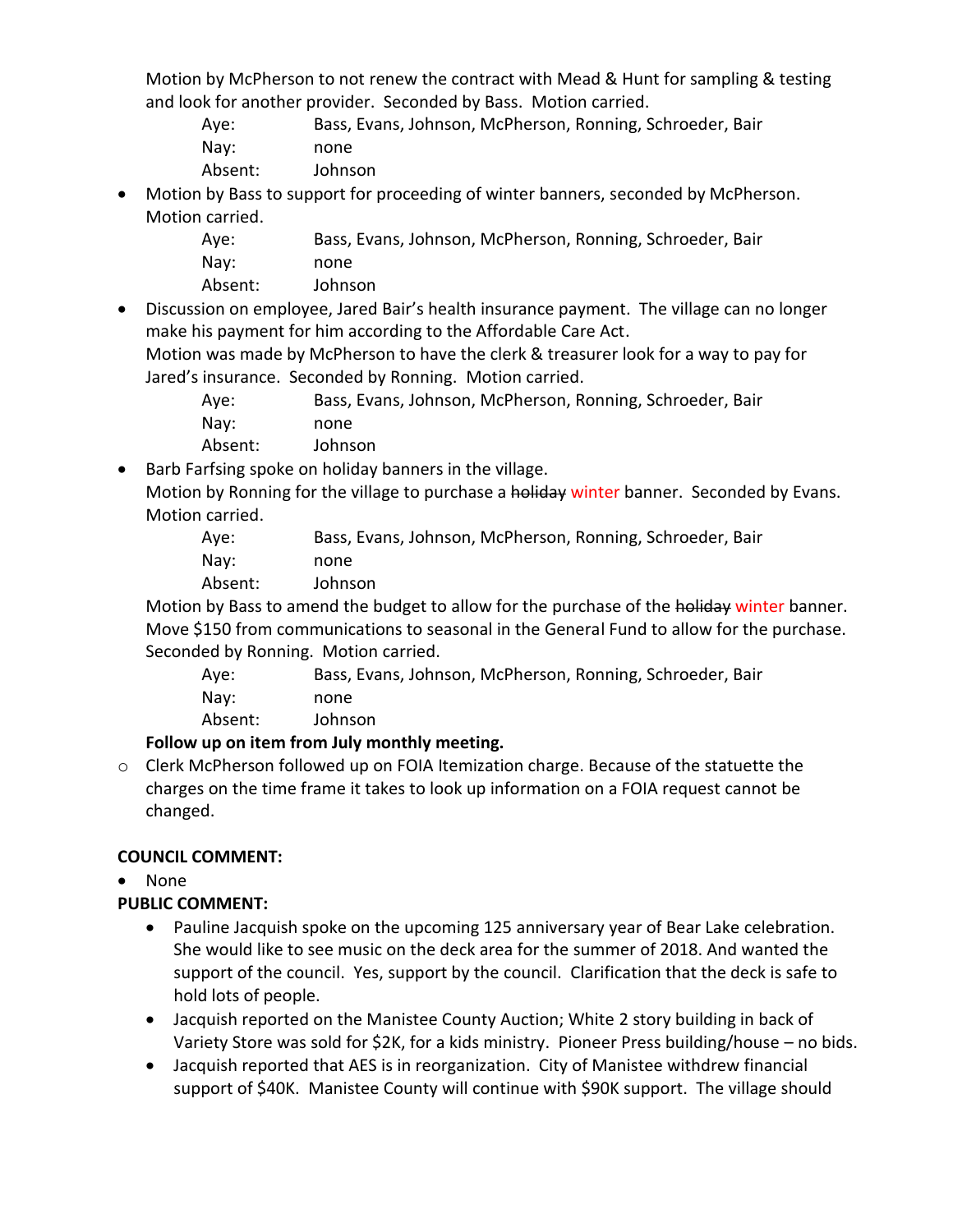Motion by McPherson to not renew the contract with Mead & Hunt for sampling & testing and look for another provider. Seconded by Bass. Motion carried.

Aye: Bass, Evans, Johnson, McPherson, Ronning, Schroeder, Bair
Nay: none
Absent: Johnson

- Motion by Bass to support for proceeding of winter banners, seconded by McPherson. Motion carried.

  Aye: Bass, Evans, Johnson, McPherson, Ronning, Schroeder, Bair
  Nay: none
  Absent: Johnson

- Discussion on employee, Jared Bair's health insurance payment. The village can no longer make his payment for him according to the Affordable Care Act.
  Motion was made by McPherson to have the clerk & treasurer look for a way to pay for Jared's insurance. Seconded by Ronning. Motion carried.

  Aye: Bass, Evans, Johnson, McPherson, Ronning, Schroeder, Bair
  Nay: none
  Absent: Johnson

- Barb Farfsing spoke on holiday banners in the village.
  Motion by Ronning for the village to purchase a ~~holiday~~ winter banner. Seconded by Evans. Motion carried.

  Aye: Bass, Evans, Johnson, McPherson, Ronning, Schroeder, Bair
  Nay: none
  Absent: Johnson

  Motion by Bass to amend the budget to allow for the purchase of the ~~holiday~~ winter banner. Move $150 from communications to seasonal in the General Fund to allow for the purchase. Seconded by Ronning. Motion carried.

  Aye: Bass, Evans, Johnson, McPherson, Ronning, Schroeder, Bair
  Nay: none
  Absent: Johnson

  **Follow up on item from July monthly meeting.**

  - Clerk McPherson followed up on FOIA Itemization charge. Because of the statuette the charges on the time frame it takes to look up information on a FOIA request cannot be changed.

**COUNCIL COMMENT:**

- None

**PUBLIC COMMENT:**

- Pauline Jacquish spoke on the upcoming 125 anniversary year of Bear Lake celebration. She would like to see music on the deck area for the summer of 2018. And wanted the support of the council. Yes, support by the council. Clarification that the deck is safe to hold lots of people.
- Jacquish reported on the Manistee County Auction; White 2 story building in back of Variety Store was sold for $2K, for a kids ministry. Pioneer Press building/house – no bids.
- Jacquish reported that AES is in reorganization. City of Manistee withdrew financial support of $40K. Manistee County will continue with $90K support. The village should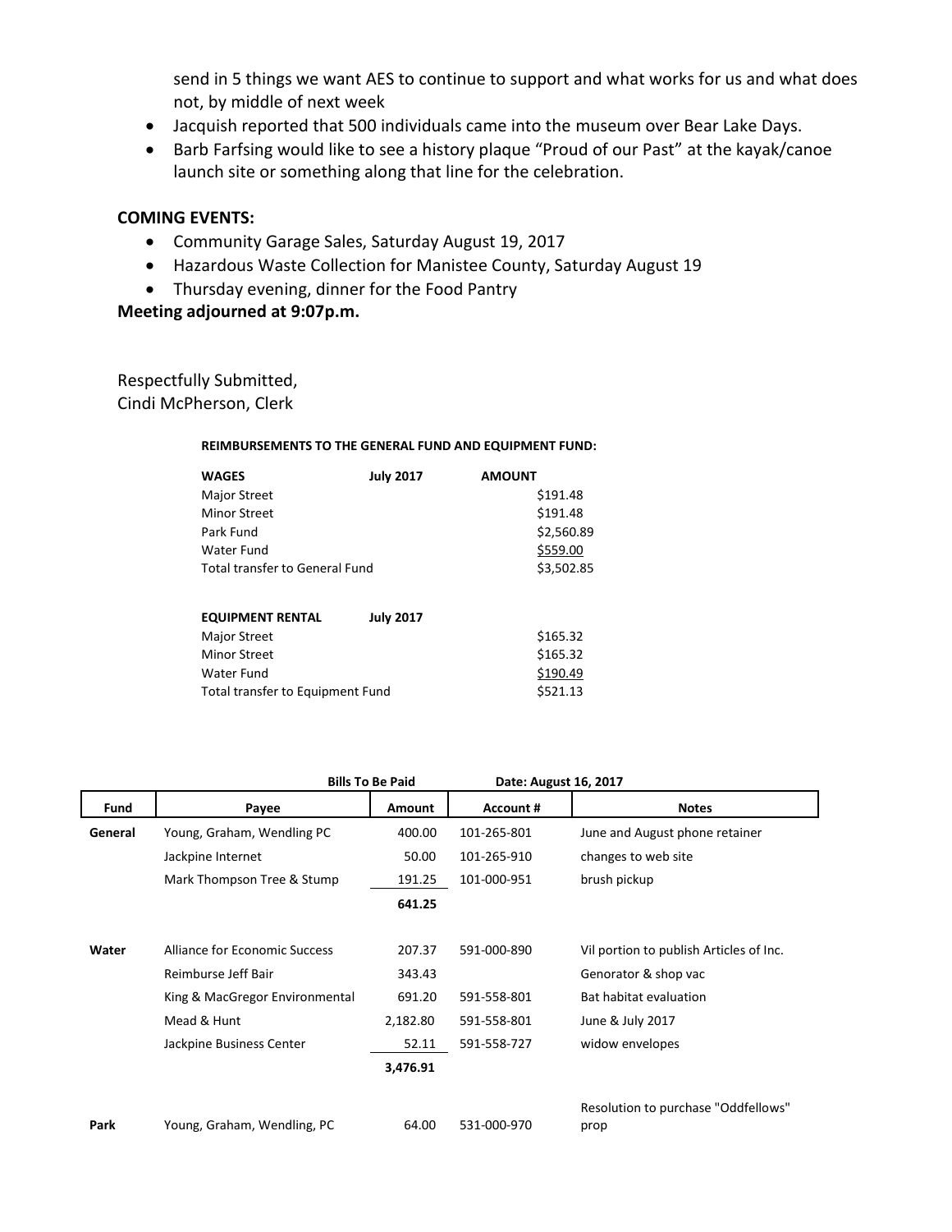send in 5 things we want AES to continue to support and what works for us and what does not, by middle of next week

- Jacquish reported that 500 individuals came into the museum over Bear Lake Days.
- Barb Farfsing would like to see a history plaque "Proud of our Past" at the kayak/canoe launch site or something along that line for the celebration.

**COMING EVENTS:**

- Community Garage Sales, Saturday August 19, 2017
- Hazardous Waste Collection for Manistee County, Saturday August 19
- Thursday evening, dinner for the Food Pantry

**Meeting adjourned at 9:07p.m.**

Respectfully Submitted,
Cindi McPherson, Clerk

**REIMBURSEMENTS TO THE GENERAL FUND AND EQUIPMENT FUND:**

| **WAGES** | **July 2017** | **AMOUNT** |
|---|---|---|
| Major Street | | $191.48 |
| Minor Street | | $191.48 |
| Park Fund | | $2,560.89 |
| Water Fund | | $559.00 |
| Total transfer to General Fund | | $3,502.85 |

| **EQUIPMENT RENTAL** | **July 2017** | |
|---|---|---|
| Major Street | | $165.32 |
| Minor Street | | $165.32 |
| Water Fund | | $190.49 |
| Total transfer to Equipment Fund | | $521.13 |

**Bills To Be Paid** **Date: August 16, 2017**

| Fund | Payee | Amount | Account # | Notes |
|---|---|---|---|---|
| General | Young, Graham, Wendling PC | 400.00 | 101-265-801 | June and August phone retainer |
| | Jackpine Internet | 50.00 | 101-265-910 | changes to web site |
| | Mark Thompson Tree & Stump | 191.25 | 101-000-951 | brush pickup |
| | | **641.25** | | |
| Water | Alliance for Economic Success | 207.37 | 591-000-890 | Vil portion to publish Articles of Inc. |
| | Reimburse Jeff Bair | 343.43 | | Genorator & shop vac |
| | King & MacGregor Environmental | 691.20 | 591-558-801 | Bat habitat evaluation |
| | Mead & Hunt | 2,182.80 | 591-558-801 | June & July 2017 |
| | Jackpine Business Center | 52.11 | 591-558-727 | widow envelopes |
| | | **3,476.91** | | |
| Park | Young, Graham, Wendling, PC | 64.00 | 531-000-970 | Resolution to purchase "Oddfellows" prop |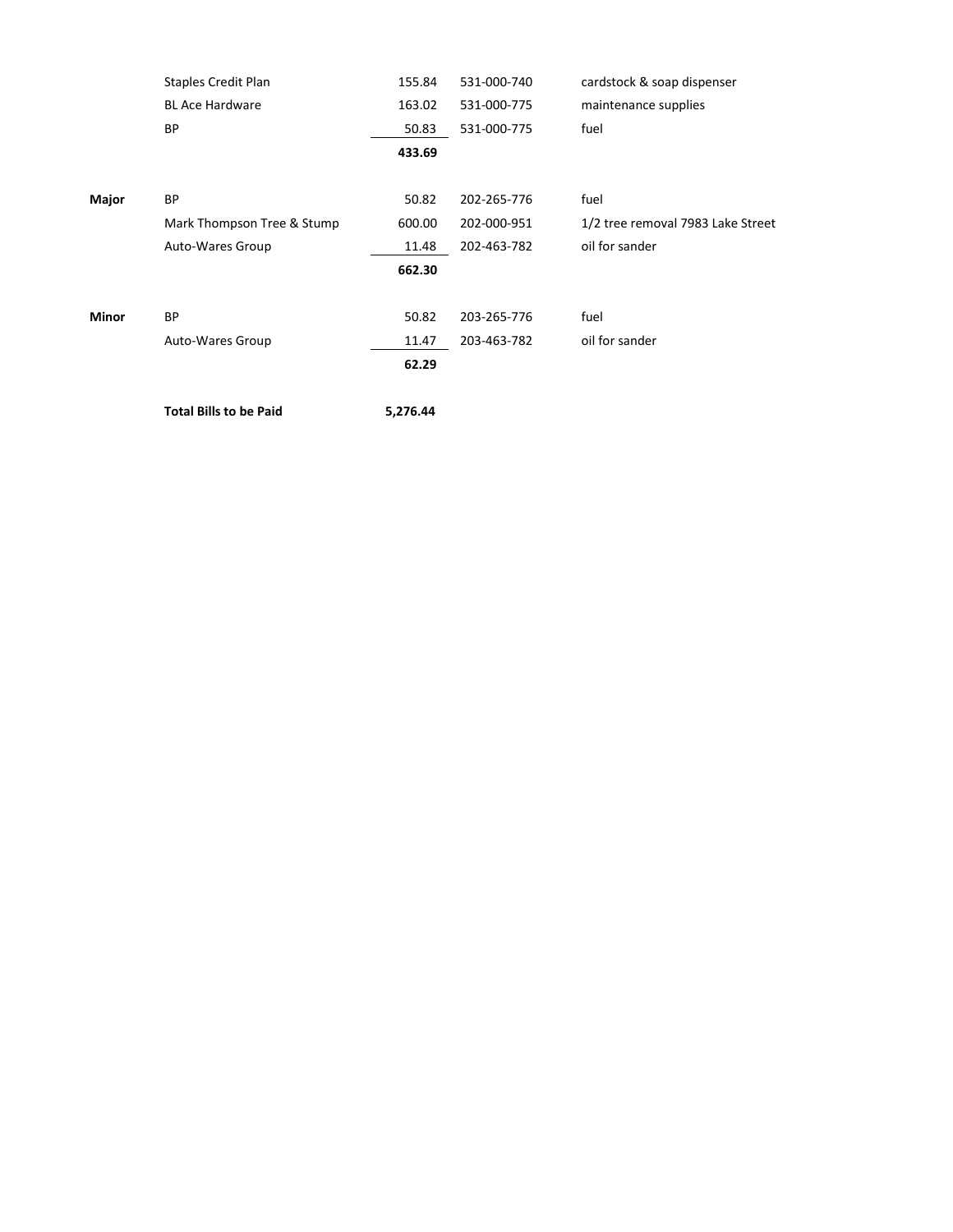| | | | | |
|---|---|---|---|---|
| | Staples Credit Plan | 155.84 | 531-000-740 | cardstock & soap dispenser |
| | BL Ace Hardware | 163.02 | 531-000-775 | maintenance supplies |
| | BP | 50.83 | 531-000-775 | fuel |
| | | **433.69** | | |
| **Major** | BP | 50.82 | 202-265-776 | fuel |
| | Mark Thompson Tree & Stump | 600.00 | 202-000-951 | 1/2 tree removal 7983 Lake Street |
| | Auto-Wares Group | 11.48 | 202-463-782 | oil for sander |
| | | **662.30** | | |
| **Minor** | BP | 50.82 | 203-265-776 | fuel |
| | Auto-Wares Group | 11.47 | 203-463-782 | oil for sander |
| | | **62.29** | | |
| | **Total Bills to be Paid** | **5,276.44** | | |